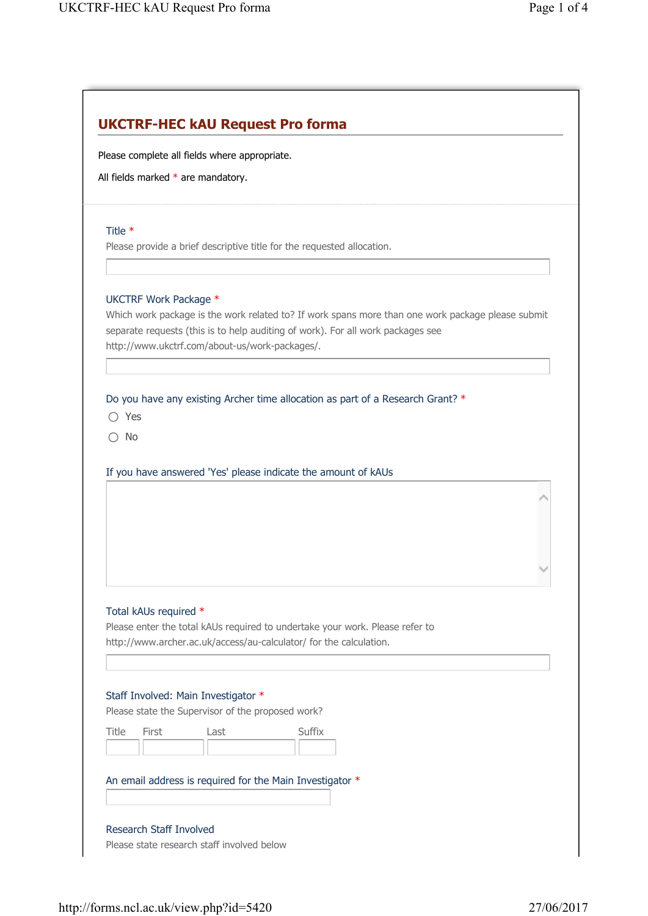## UKCTRF-HEC kAU Request Pro forma

Please complete all fields where appropriate.

All fields marked * are mandatory.

---

**Title** *

Please provide a brief descriptive title for the requested allocation.

**UKCTRF Work Package** *

Which work package is the work related to? If work spans more than one work package please submit separate requests (this is to help auditing of work). For all work packages see http://www.ukctrf.com/about-us/work-packages/.

**Do you have any existing Archer time allocation as part of a Research Grant?** *

- ◯ Yes
- ◯ No

**If you have answered 'Yes' please indicate the amount of kAUs**

**Total kAUs required** *

Please enter the total kAUs required to undertake your work. Please refer to http://www.archer.ac.uk/access/au-calculator/ for the calculation.

**Staff Involved: Main Investigator** *

Please state the Supervisor of the proposed work?

| Title | First | Last | Suffix |
|---|---|---|---|
| | | | |

**An email address is required for the Main Investigator** *

**Research Staff Involved**

Please state research staff involved below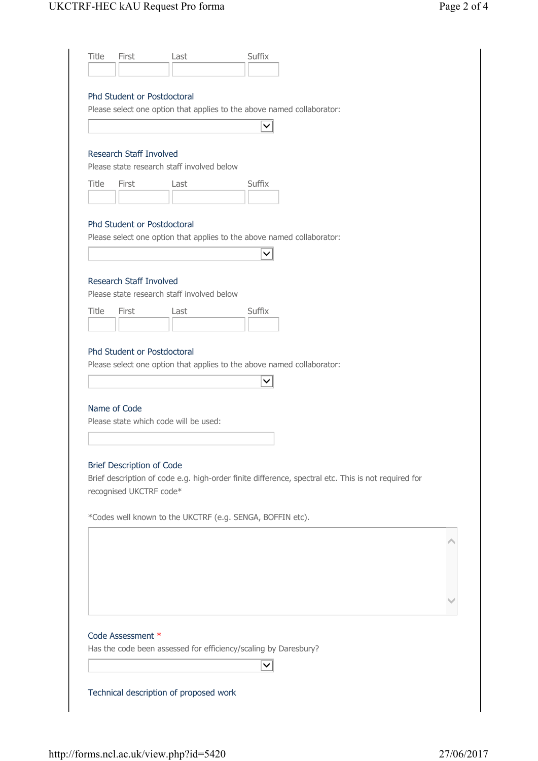Title First Last Suffix

**Phd Student or Postdoctoral**

Please select one option that applies to the above named collaborator:

**Research Staff Involved**

Please state research staff involved below

Title First Last Suffix

**Phd Student or Postdoctoral**

Please select one option that applies to the above named collaborator:

**Research Staff Involved**

Please state research staff involved below

Title First Last Suffix

**Phd Student or Postdoctoral**

Please select one option that applies to the above named collaborator:

**Name of Code**

Please state which code will be used:

**Brief Description of Code**

Brief description of code e.g. high-order finite difference, spectral etc. This is not required for recognised UKCTRF code*

*Codes well known to the UKCTRF (e.g. SENGA, BOFFIN etc).

**Code Assessment** *

Has the code been assessed for efficiency/scaling by Daresbury?

**Technical description of proposed work**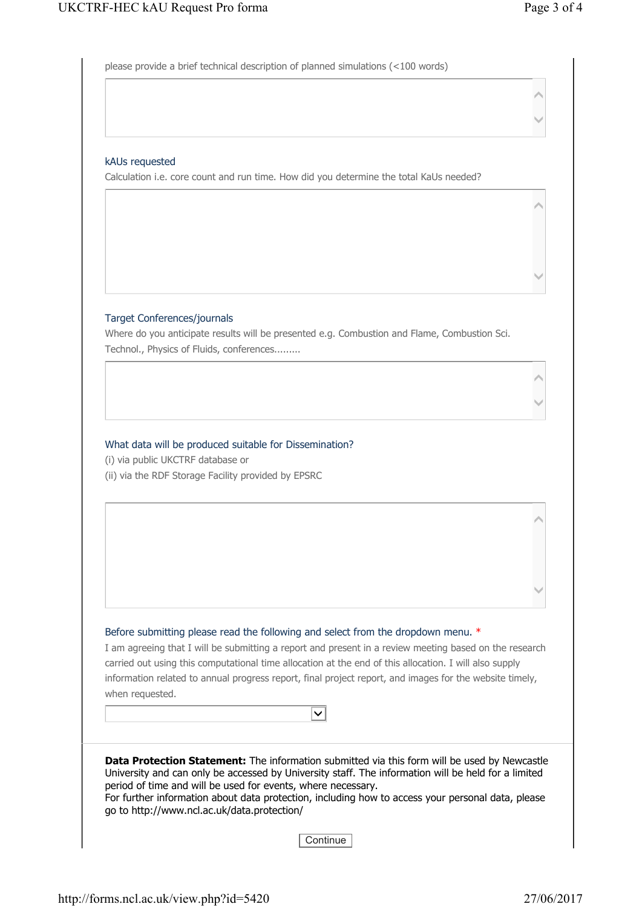please provide a brief technical description of planned simulations (<100 words)

### kAUs requested

Calculation i.e. core count and run time. How did you determine the total KaUs needed?

### Target Conferences/journals

Where do you anticipate results will be presented e.g. Combustion and Flame, Combustion Sci. Technol., Physics of Fluids, conferences.........

### What data will be produced suitable for Dissemination?

(i) via public UKCTRF database or

(ii) via the RDF Storage Facility provided by EPSRC

### Before submitting please read the following and select from the dropdown menu. *

I am agreeing that I will be submitting a report and present in a review meeting based on the research carried out using this computational time allocation at the end of this allocation. I will also supply information related to annual progress report, final project report, and images for the website timely, when requested.

**Data Protection Statement:** The information submitted via this form will be used by Newcastle University and can only be accessed by University staff. The information will be held for a limited period of time and will be used for events, where necessary.
For further information about data protection, including how to access your personal data, please go to http://www.ncl.ac.uk/data.protection/

Continue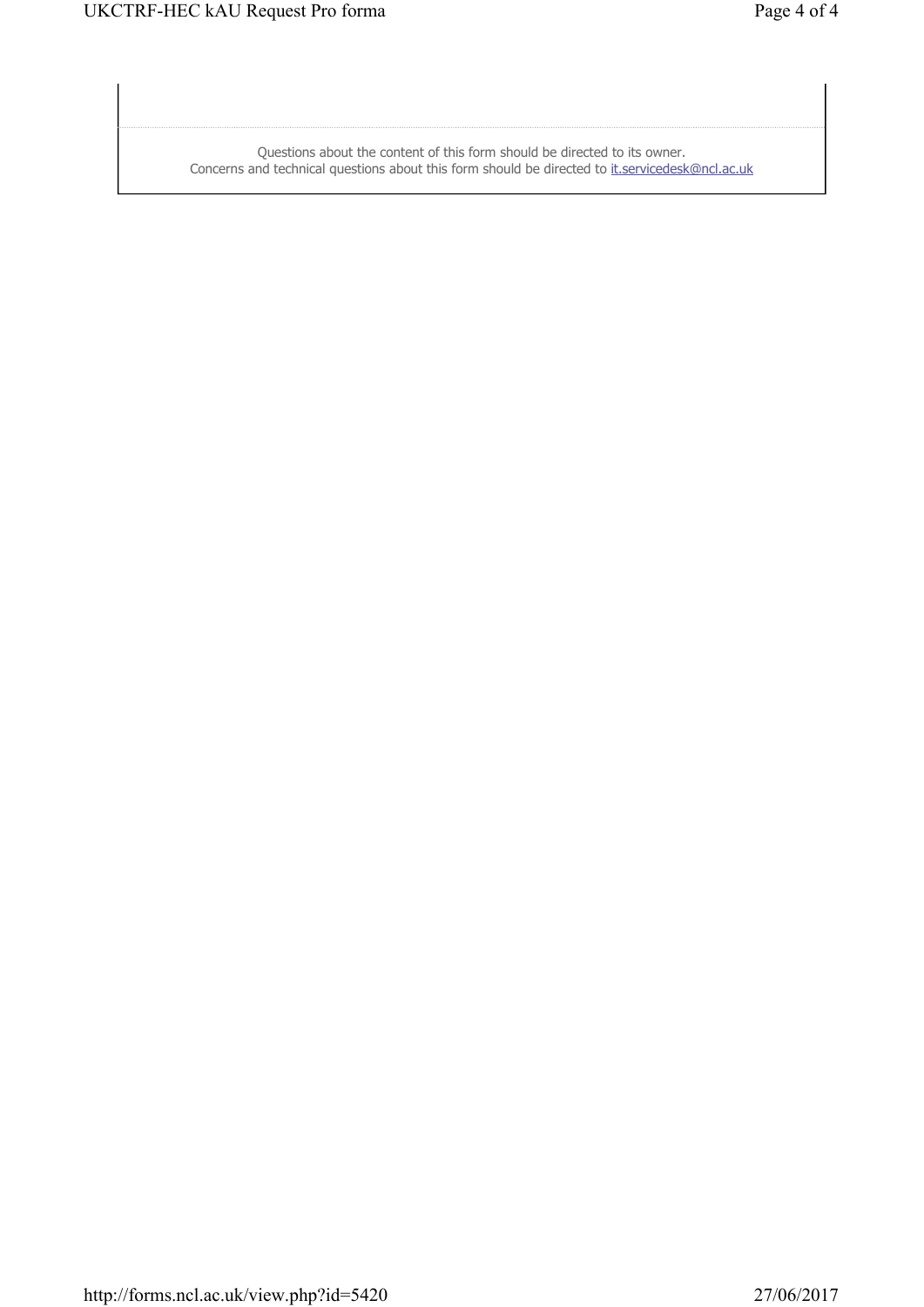Questions about the content of this form should be directed to its owner.
Concerns and technical questions about this form should be directed to it.servicedesk@ncl.ac.uk